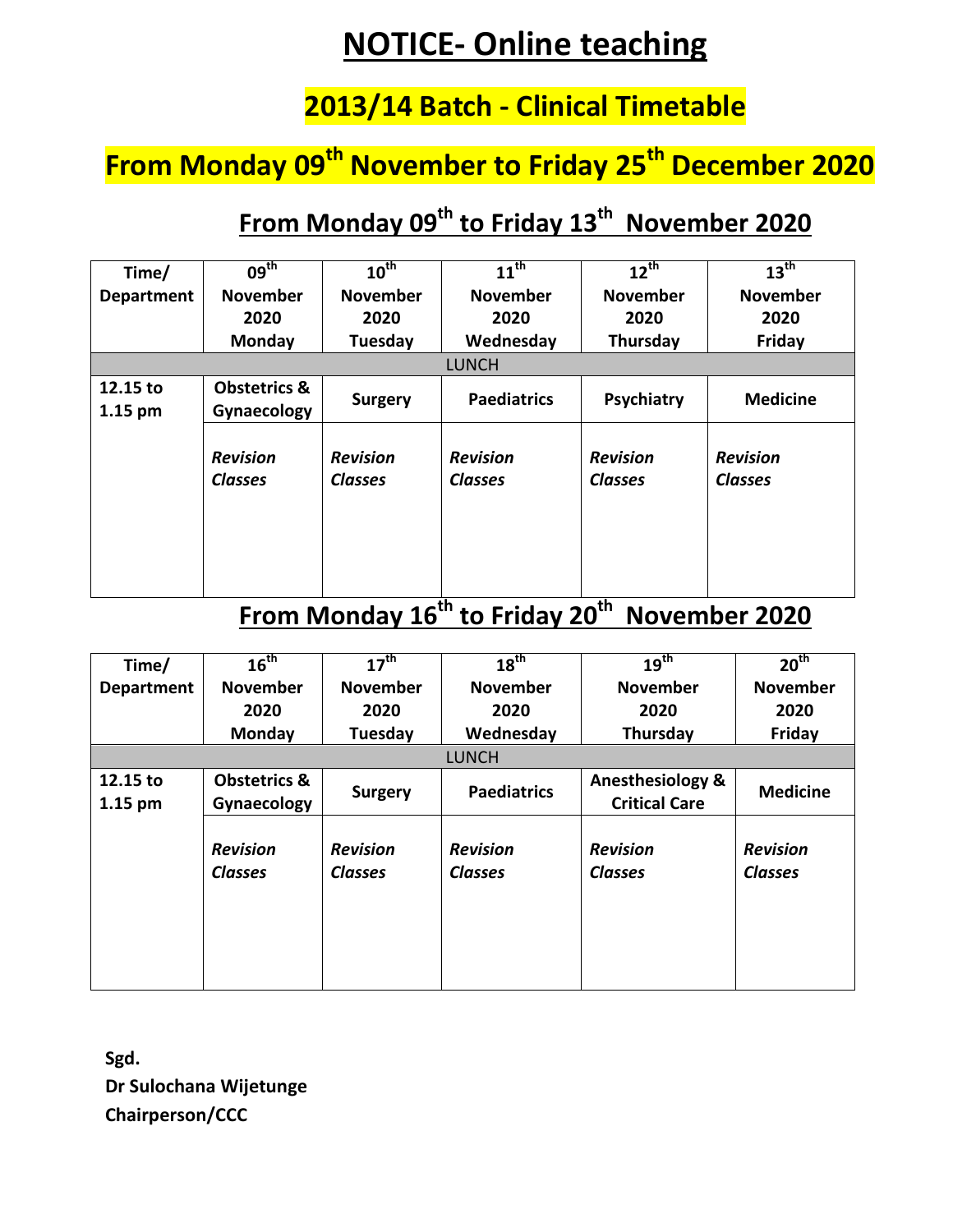# NOTICE- Online teaching

## 2013/14 Batch - Clinical Timetable

## From Monday 09th November to Friday 25th December 2020

### From Monday 09th to Friday 13th November 2020

| Time/ Department | 09th November 2020 Monday | 10th November 2020 Tuesday | 11th November 2020 Wednesday | 12th November 2020 Thursday | 13th November 2020 Friday |
|---|---|---|---|---|---|
| LUNCH | | | | | |
| 12.15 to 1.15 pm | Obstetrics & Gynaecology | Surgery | Paediatrics | Psychiatry | Medicine |
| | *Revision Classes* | *Revision Classes* | *Revision Classes* | *Revision Classes* | *Revision Classes* |

### From Monday 16th to Friday 20th November 2020

| Time/ Department | 16th November 2020 Monday | 17th November 2020 Tuesday | 18th November 2020 Wednesday | 19th November 2020 Thursday | 20th November 2020 Friday |
|---|---|---|---|---|---|
| LUNCH | | | | | |
| 12.15 to 1.15 pm | Obstetrics & Gynaecology | Surgery | Paediatrics | Anesthesiology & Critical Care | Medicine |
| | *Revision Classes* | *Revision Classes* | *Revision Classes* | *Revision Classes* | *Revision Classes* |

**Sgd.**
**Dr Sulochana Wijetunge**
**Chairperson/CCC**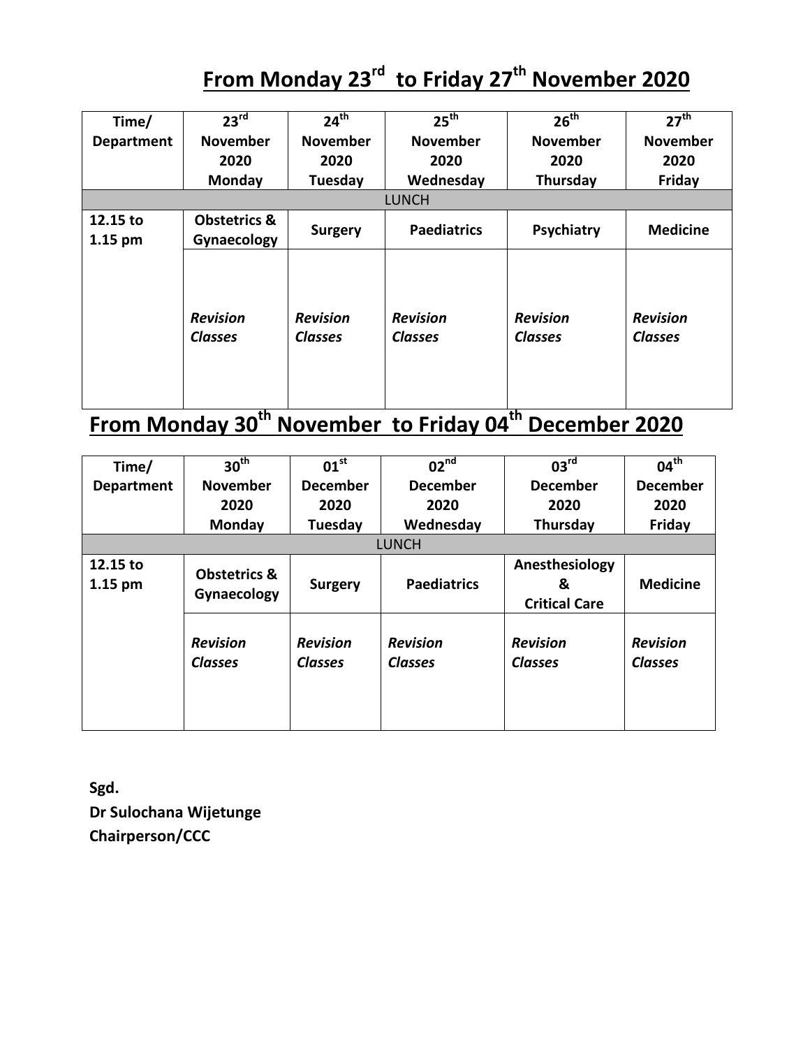## From Monday 23rd to Friday 27th November 2020

| Time/ Department | 23rd November 2020 Monday | 24th November 2020 Tuesday | 25th November 2020 Wednesday | 26th November 2020 Thursday | 27th November 2020 Friday |
|---|---|---|---|---|---|
| LUNCH | | | | | |
| **12.15 to 1.15 pm** | **Obstetrics & Gynaecology** | **Surgery** | **Paediatrics** | **Psychiatry** | **Medicine** |
| | ***Revision Classes*** | ***Revision Classes*** | ***Revision Classes*** | ***Revision Classes*** | ***Revision Classes*** |

## From Monday 30th November to Friday 04th December 2020

| Time/ Department | 30th November 2020 Monday | 01st December 2020 Tuesday | 02nd December 2020 Wednesday | 03rd December 2020 Thursday | 04th December 2020 Friday |
|---|---|---|---|---|---|
| LUNCH | | | | | |
| **12.15 to 1.15 pm** | **Obstetrics & Gynaecology** | **Surgery** | **Paediatrics** | **Anesthesiology & Critical Care** | **Medicine** |
| | ***Revision Classes*** | ***Revision Classes*** | ***Revision Classes*** | ***Revision Classes*** | ***Revision Classes*** |

**Sgd.**
**Dr Sulochana Wijetunge**
**Chairperson/CCC**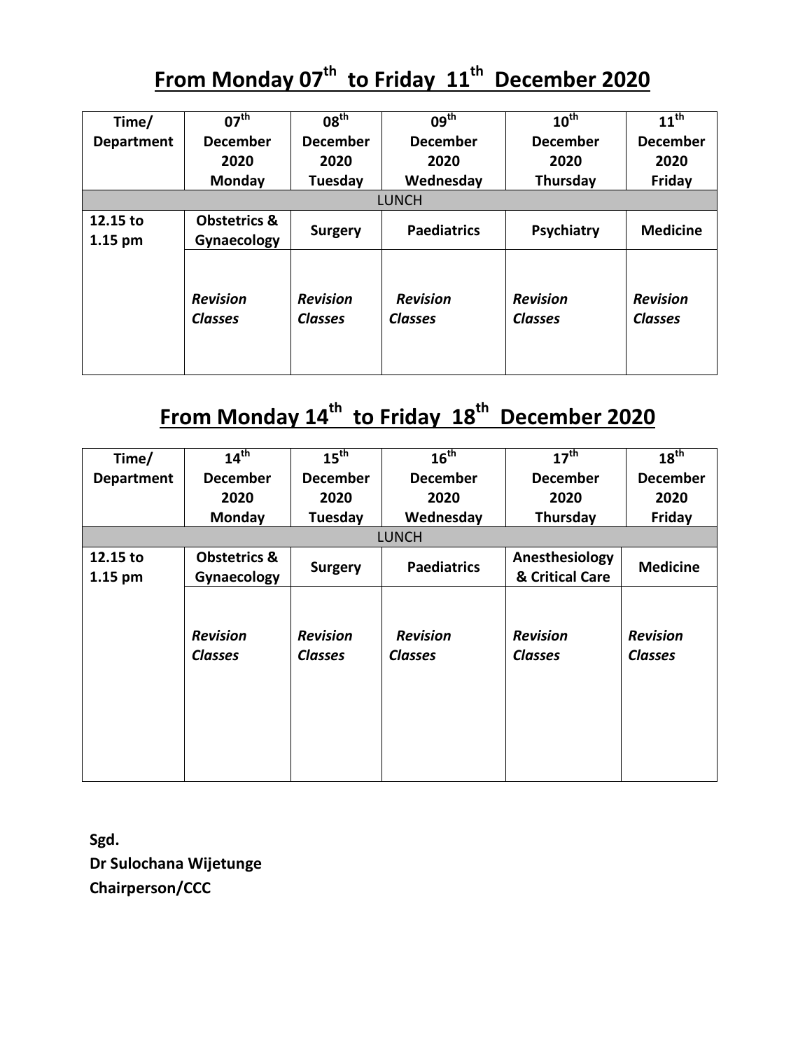## From Monday 07th to Friday 11th December 2020

| Time/ Department | 07th December 2020 Monday | 08th December 2020 Tuesday | 09th December 2020 Wednesday | 10th December 2020 Thursday | 11th December 2020 Friday |
|---|---|---|---|---|---|
| LUNCH | | | | | |
| **12.15 to 1.15 pm** | **Obstetrics & Gynaecology** | **Surgery** | **Paediatrics** | **Psychiatry** | **Medicine** |
| | ***Revision Classes*** | ***Revision Classes*** | ***Revision Classes*** | ***Revision Classes*** | ***Revision Classes*** |

## From Monday 14th to Friday 18th December 2020

| Time/ Department | 14th December 2020 Monday | 15th December 2020 Tuesday | 16th December 2020 Wednesday | 17th December 2020 Thursday | 18th December 2020 Friday |
|---|---|---|---|---|---|
| LUNCH | | | | | |
| **12.15 to 1.15 pm** | **Obstetrics & Gynaecology** | **Surgery** | **Paediatrics** | **Anesthesiology & Critical Care** | **Medicine** |
| | ***Revision Classes*** | ***Revision Classes*** | ***Revision Classes*** | ***Revision Classes*** | ***Revision Classes*** |

**Sgd.**
**Dr Sulochana Wijetunge**
**Chairperson/CCC**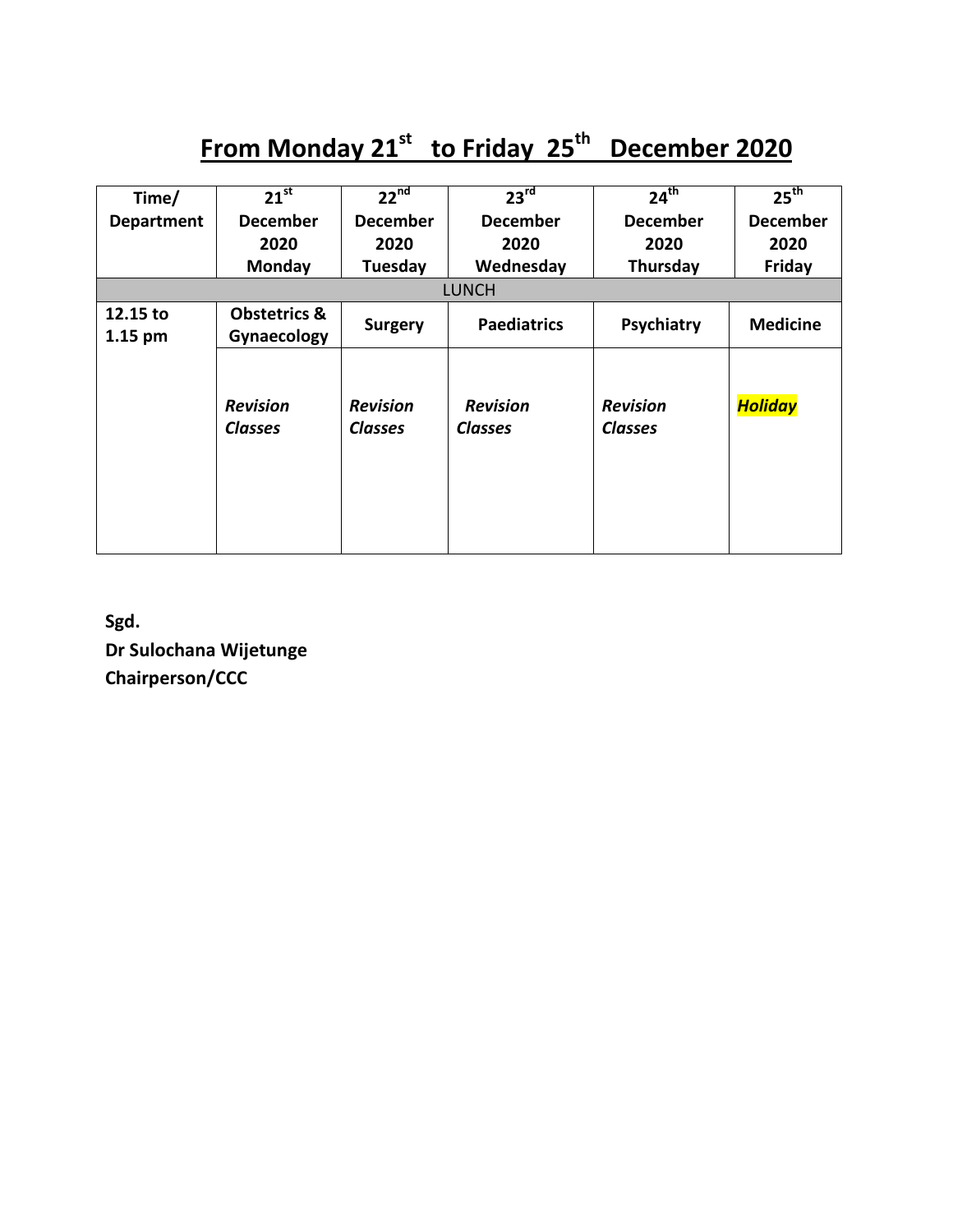## From Monday 21st to Friday 25th December 2020

| Time/ Department | 21st December 2020 Monday | 22nd December 2020 Tuesday | 23rd December 2020 Wednesday | 24th December 2020 Thursday | 25th December 2020 Friday |
|---|---|---|---|---|---|
| LUNCH | | | | | |
| 12.15 to 1.15 pm | **Obstetrics & Gynaecology** | **Surgery** | **Paediatrics** | **Psychiatry** | **Medicine** |
| | ***Revision Classes*** | ***Revision Classes*** | ***Revision Classes*** | ***Revision Classes*** | ***Holiday*** |

**Sgd.**
**Dr Sulochana Wijetunge**
**Chairperson/CCC**